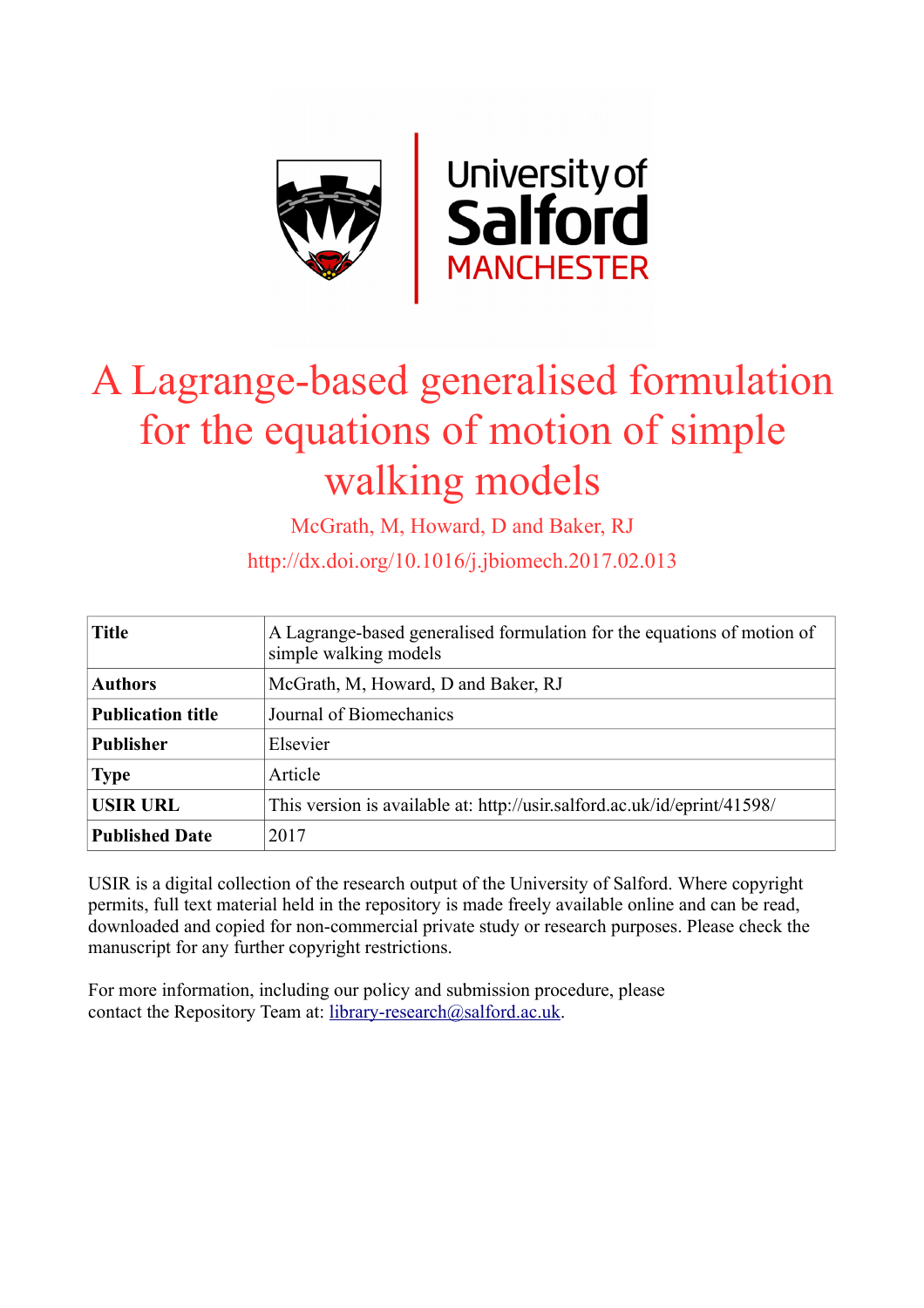University of Salford MANCHESTER

# A Lagrange-based generalised formulation for the equations of motion of simple walking models

McGrath, M, Howard, D and Baker, RJ

http://dx.doi.org/10.1016/j.jbiomech.2017.02.013

| **Title** | A Lagrange-based generalised formulation for the equations of motion of simple walking models |
|---|---|
| **Authors** | McGrath, M, Howard, D and Baker, RJ |
| **Publication title** | Journal of Biomechanics |
| **Publisher** | Elsevier |
| **Type** | Article |
| **USIR URL** | This version is available at: http://usir.salford.ac.uk/id/eprint/41598/ |
| **Published Date** | 2017 |

USIR is a digital collection of the research output of the University of Salford. Where copyright permits, full text material held in the repository is made freely available online and can be read, downloaded and copied for non-commercial private study or research purposes. Please check the manuscript for any further copyright restrictions.

For more information, including our policy and submission procedure, please contact the Repository Team at: library-research@salford.ac.uk.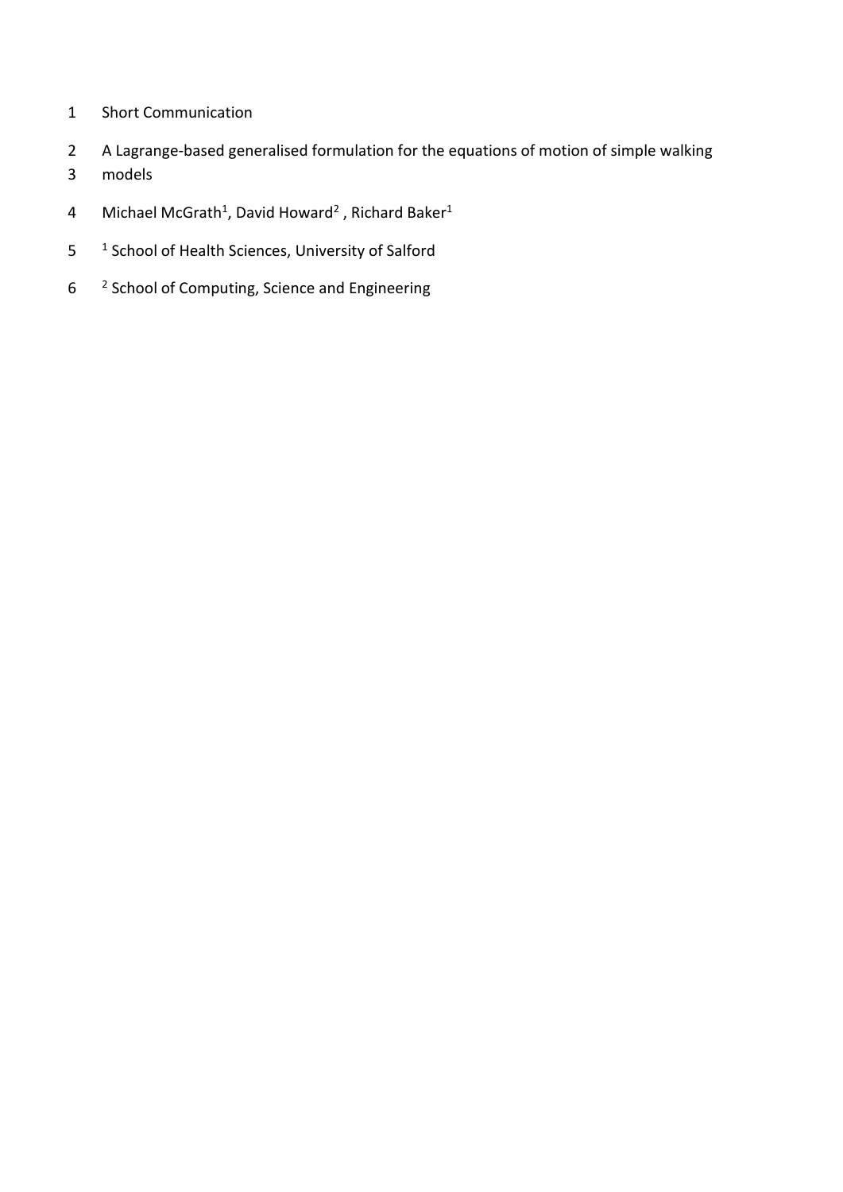Short Communication

# A Lagrange-based generalised formulation for the equations of motion of simple walking models

Michael McGrath[1], David Howard[2] , Richard Baker[1]

[1] School of Health Sciences, University of Salford

[2] School of Computing, Science and Engineering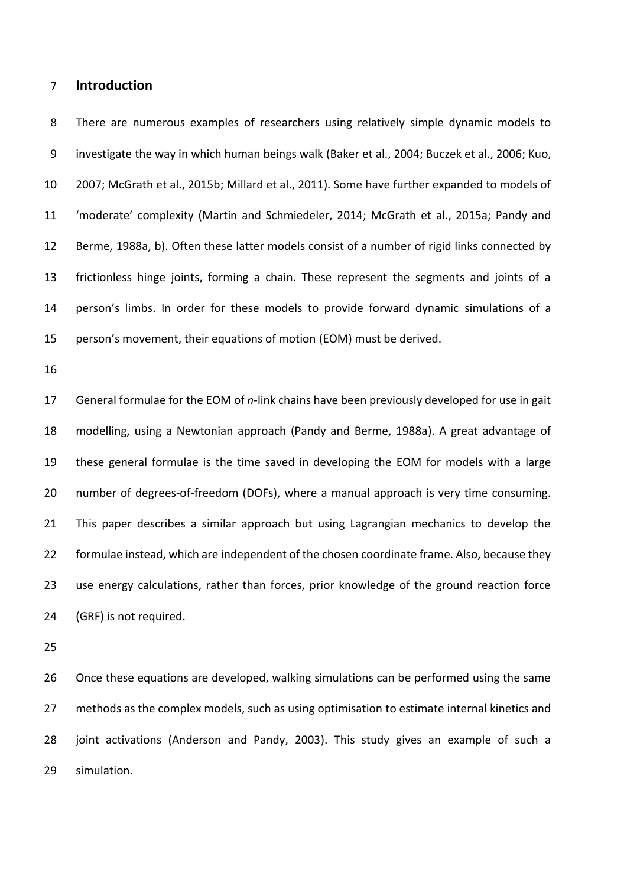## Introduction

There are numerous examples of researchers using relatively simple dynamic models to investigate the way in which human beings walk (Baker et al., 2004; Buczek et al., 2006; Kuo, 2007; McGrath et al., 2015b; Millard et al., 2011). Some have further expanded to models of 'moderate' complexity (Martin and Schmiedeler, 2014; McGrath et al., 2015a; Pandy and Berme, 1988a, b). Often these latter models consist of a number of rigid links connected by frictionless hinge joints, forming a chain. These represent the segments and joints of a person's limbs. In order for these models to provide forward dynamic simulations of a person's movement, their equations of motion (EOM) must be derived.

General formulae for the EOM of *n*-link chains have been previously developed for use in gait modelling, using a Newtonian approach (Pandy and Berme, 1988a). A great advantage of these general formulae is the time saved in developing the EOM for models with a large number of degrees-of-freedom (DOFs), where a manual approach is very time consuming. This paper describes a similar approach but using Lagrangian mechanics to develop the formulae instead, which are independent of the chosen coordinate frame. Also, because they use energy calculations, rather than forces, prior knowledge of the ground reaction force (GRF) is not required.

Once these equations are developed, walking simulations can be performed using the same methods as the complex models, such as using optimisation to estimate internal kinetics and joint activations (Anderson and Pandy, 2003). This study gives an example of such a simulation.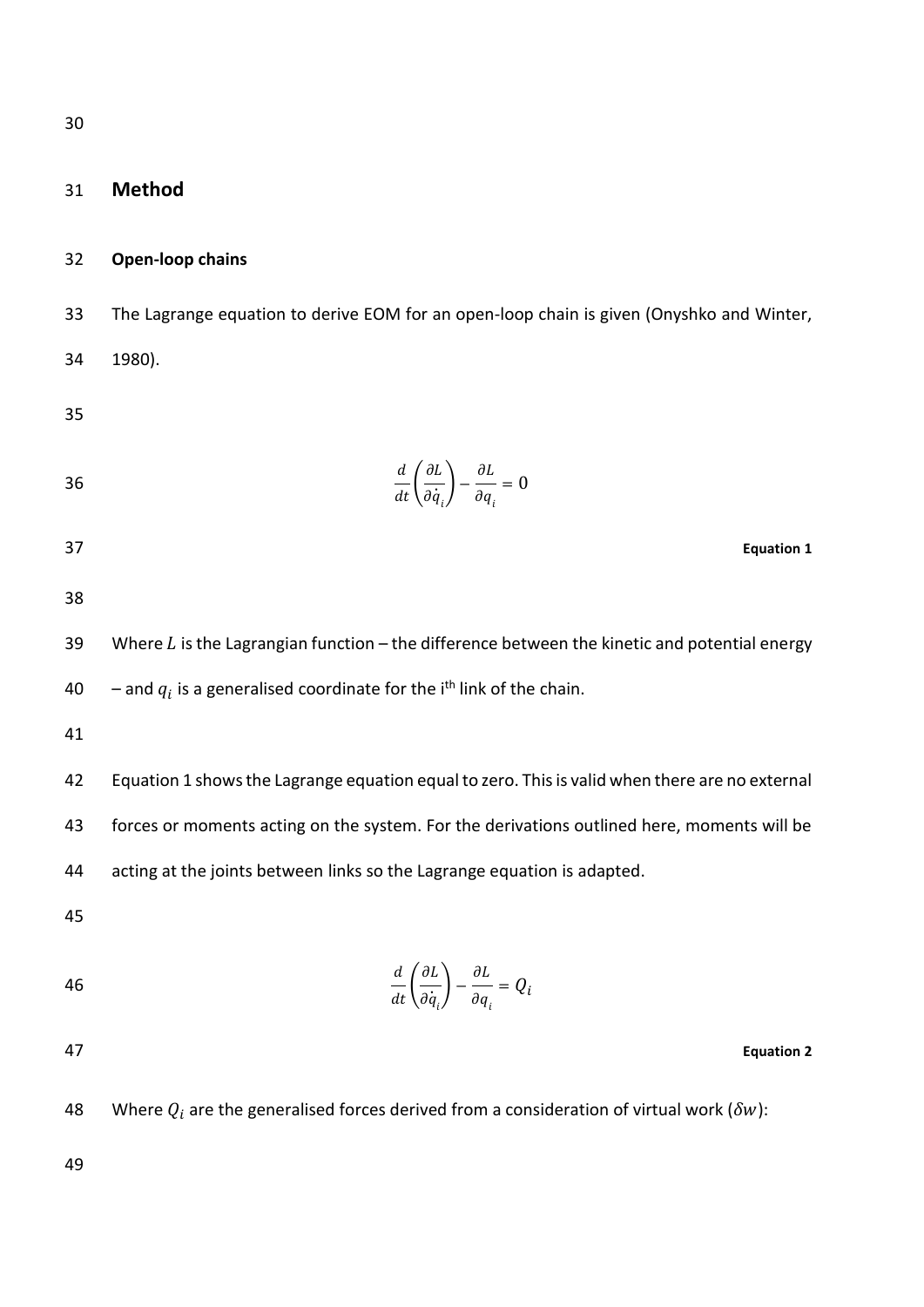## Method

### Open-loop chains

The Lagrange equation to derive EOM for an open-loop chain is given (Onyshko and Winter, 1980).

$$\frac{d}{dt}\left(\frac{\partial L}{\partial \dot{q}_i}\right) - \frac{\partial L}{\partial q_i} = 0$$

**Equation 1**

Where $L$ is the Lagrangian function – the difference between the kinetic and potential energy – and $q_i$ is a generalised coordinate for the i<sup>th</sup> link of the chain.

Equation 1 shows the Lagrange equation equal to zero. This is valid when there are no external forces or moments acting on the system. For the derivations outlined here, moments will be acting at the joints between links so the Lagrange equation is adapted.

$$\frac{d}{dt}\left(\frac{\partial L}{\partial \dot{q}_i}\right) - \frac{\partial L}{\partial q_i} = Q_i$$

**Equation 2**

Where $Q_i$ are the generalised forces derived from a consideration of virtual work ($\delta w$):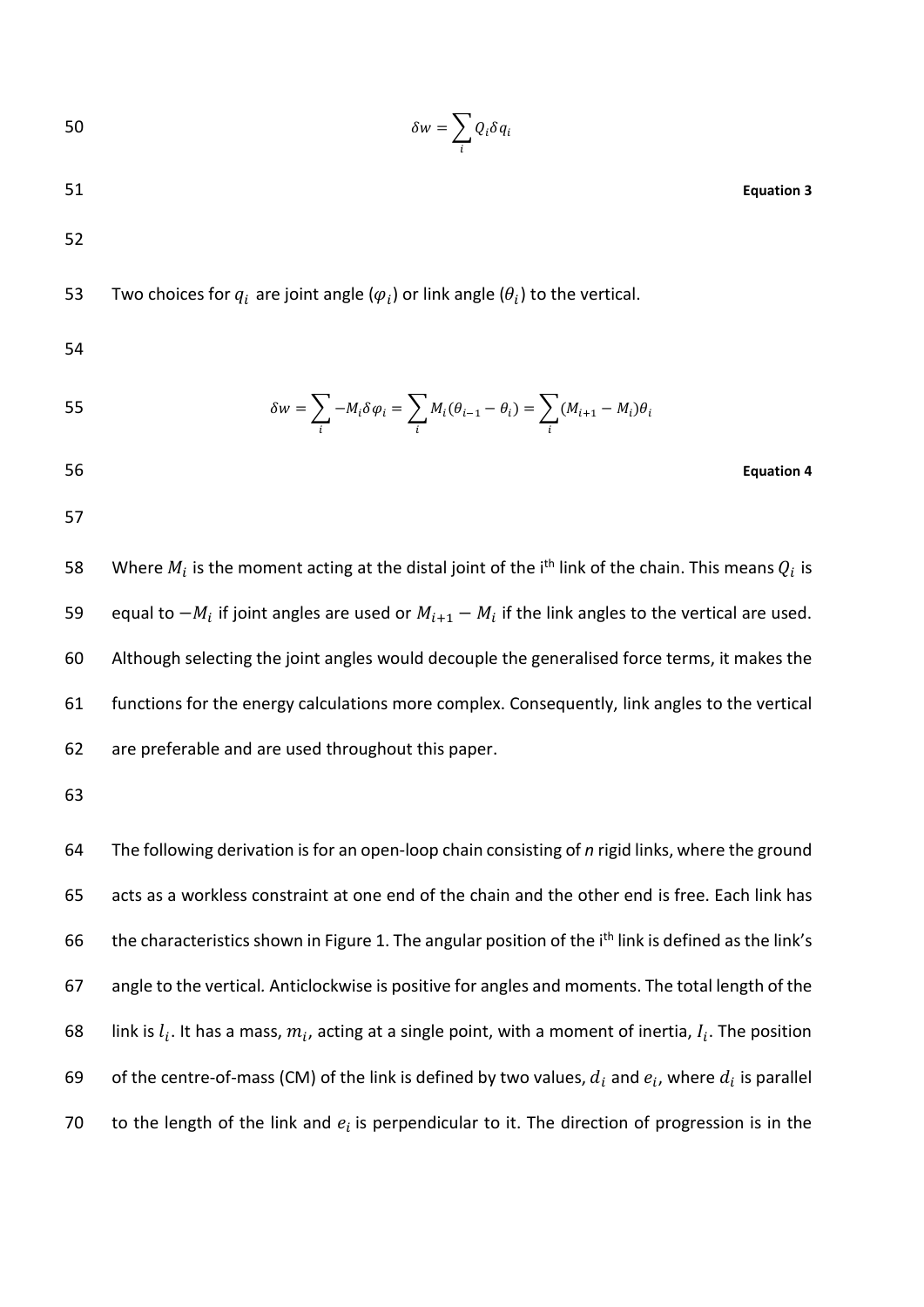$$\delta w = \sum_i Q_i \delta q_i$$

**Equation 3**

Two choices for $q_i$ are joint angle ($\varphi_i$) or link angle ($\theta_i$) to the vertical.

$$\delta w = \sum_i -M_i \delta \varphi_i = \sum_i M_i (\theta_{i-1} - \theta_i) = \sum_i (M_{i+1} - M_i)\theta_i$$

**Equation 4**

Where $M_i$ is the moment acting at the distal joint of the i[th] link of the chain. This means $Q_i$ is equal to $-M_i$ if joint angles are used or $M_{i+1} - M_i$ if the link angles to the vertical are used. Although selecting the joint angles would decouple the generalised force terms, it makes the functions for the energy calculations more complex. Consequently, link angles to the vertical are preferable and are used throughout this paper.

The following derivation is for an open-loop chain consisting of *n* rigid links, where the ground acts as a workless constraint at one end of the chain and the other end is free. Each link has the characteristics shown in Figure 1. The angular position of the i[th] link is defined as the link's angle to the vertical. Anticlockwise is positive for angles and moments. The total length of the link is $l_i$. It has a mass, $m_i$, acting at a single point, with a moment of inertia, $I_i$. The position of the centre-of-mass (CM) of the link is defined by two values, $d_i$ and $e_i$, where $d_i$ is parallel to the length of the link and $e_i$ is perpendicular to it. The direction of progression is in the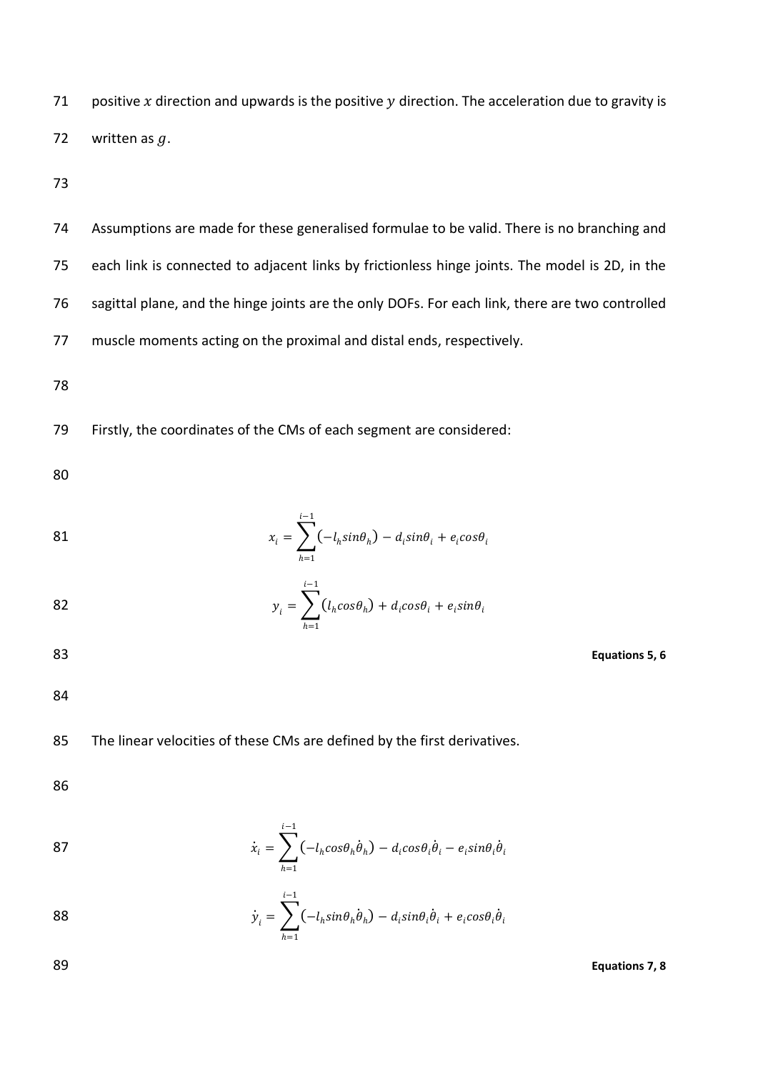positive $x$ direction and upwards is the positive $y$ direction. The acceleration due to gravity is written as $g$.

Assumptions are made for these generalised formulae to be valid. There is no branching and each link is connected to adjacent links by frictionless hinge joints. The model is 2D, in the sagittal plane, and the hinge joints are the only DOFs. For each link, there are two controlled muscle moments acting on the proximal and distal ends, respectively.

Firstly, the coordinates of the CMs of each segment are considered:

$$x_i = \sum_{h=1}^{i-1} \left(-l_h sin\theta_h\right) - d_i sin\theta_i + e_i cos\theta_i$$

$$y_i = \sum_{h=1}^{i-1} \left(l_h cos\theta_h\right) + d_i cos\theta_i + e_i sin\theta_i$$

**Equations 5, 6**

The linear velocities of these CMs are defined by the first derivatives.

$$\dot{x}_i = \sum_{h=1}^{i-1} \left(-l_h cos\theta_h \dot{\theta}_h\right) - d_i cos\theta_i \dot{\theta}_i - e_i sin\theta_i \dot{\theta}_i$$

$$\dot{y}_i = \sum_{h=1}^{i-1} \left(-l_h sin\theta_h \dot{\theta}_h\right) - d_i sin\theta_i \dot{\theta}_i + e_i cos\theta_i \dot{\theta}_i$$

**Equations 7, 8**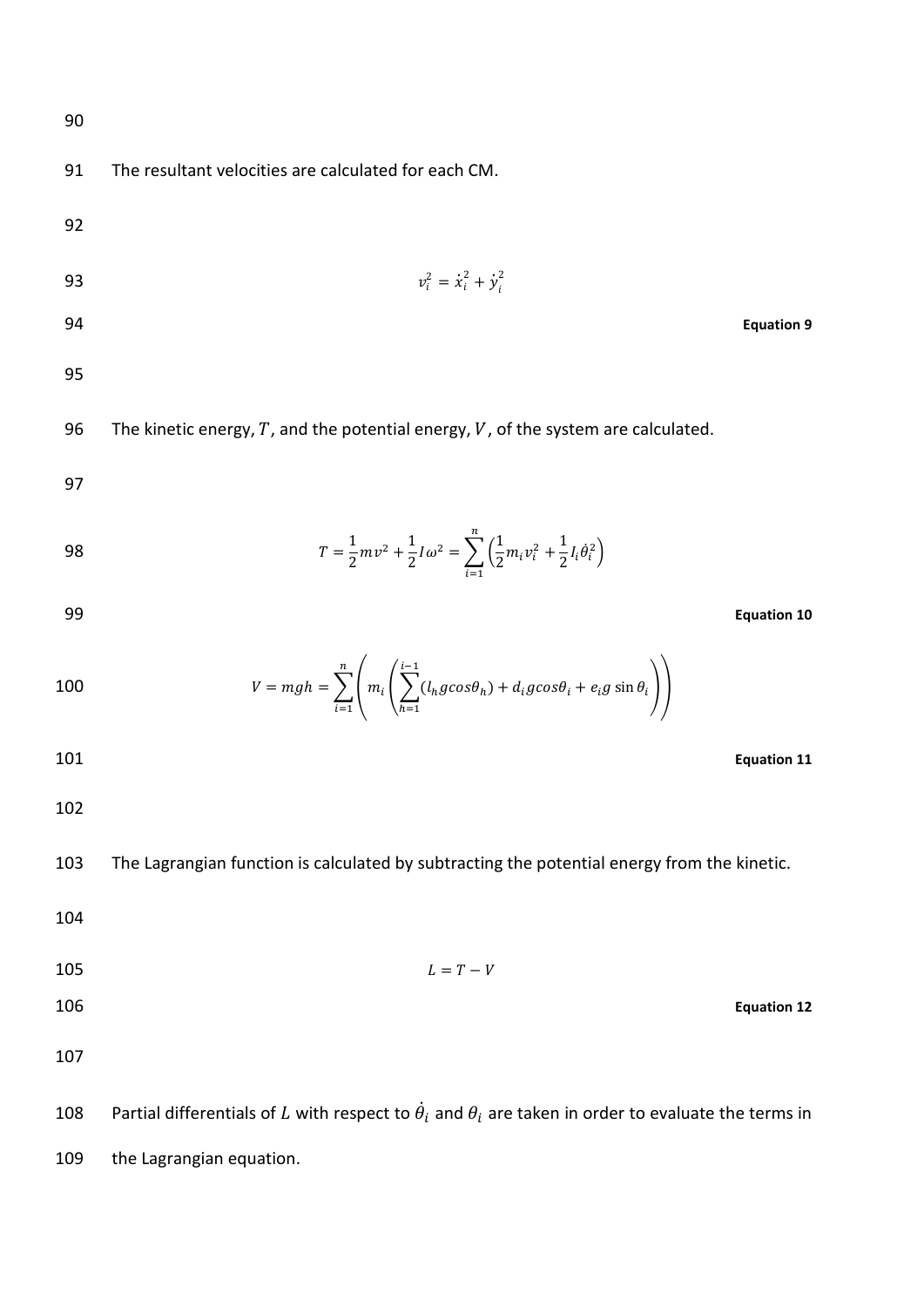The resultant velocities are calculated for each CM.

$$v_i^2 = \dot{x}_i^2 + \dot{y}_i^2$$

**Equation 9**

The kinetic energy, $T$, and the potential energy, $V$, of the system are calculated.

$$T = \frac{1}{2}mv^2 + \frac{1}{2}I\omega^2 = \sum_{i=1}^{n}\left(\frac{1}{2}m_i v_i^2 + \frac{1}{2}I_i\dot{\theta}_i^2\right)$$

**Equation 10**

$$V = mgh = \sum_{i=1}^{n}\left(m_i\left(\sum_{h=1}^{i-1}(l_h g cos\theta_h) + d_i g cos\theta_i + e_i g \sin\theta_i\right)\right)$$

**Equation 11**

The Lagrangian function is calculated by subtracting the potential energy from the kinetic.

$$L = T - V$$

**Equation 12**

Partial differentials of $L$ with respect to $\dot{\theta}_i$ and $\theta_i$ are taken in order to evaluate the terms in the Lagrangian equation.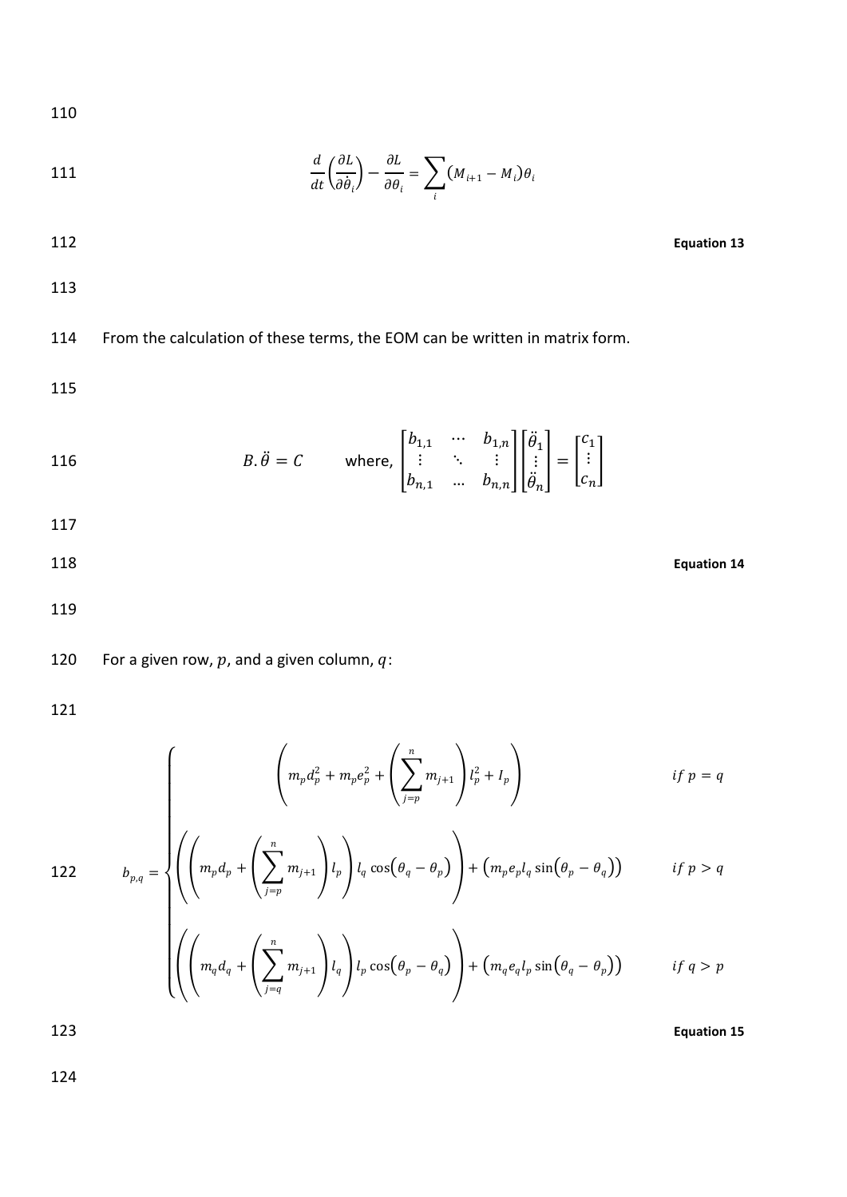$$\frac{d}{dt}\left(\frac{\partial L}{\partial \dot{\theta}_i}\right) - \frac{\partial L}{\partial \theta_i} = \sum_i (M_{i+1} - M_i)\theta_i$$

**Equation 13**

From the calculation of these terms, the EOM can be written in matrix form.

$$B.\ddot{\theta} = C \qquad \text{where, } \begin{bmatrix} b_{1,1} & \cdots & b_{1,n} \\ \vdots & \ddots & \vdots \\ b_{n,1} & \dots & b_{n,n} \end{bmatrix} \begin{bmatrix} \ddot{\theta}_1 \\ \vdots \\ \ddot{\theta}_n \end{bmatrix} = \begin{bmatrix} c_1 \\ \vdots \\ c_n \end{bmatrix}$$

**Equation 14**

For a given row, $p$, and a given column, $q$:

$$b_{p,q} = \begin{cases} \left( m_p d_p^2 + m_p e_p^2 + \left( \sum_{j=p}^{n} m_{j+1} \right) l_p^2 + I_p \right) & if\ p = q \\ \left( \left( m_p d_p + \left( \sum_{j=p}^{n} m_{j+1} \right) l_p \right) l_q \cos(\theta_q - \theta_p) \right) + \left( m_p e_p l_q \sin(\theta_p - \theta_q) \right) & if\ p > q \\ \left( \left( m_q d_q + \left( \sum_{j=q}^{n} m_{j+1} \right) l_q \right) l_p \cos(\theta_p - \theta_q) \right) + \left( m_q e_q l_p \sin(\theta_q - \theta_p) \right) & if\ q > p \end{cases}$$

**Equation 15**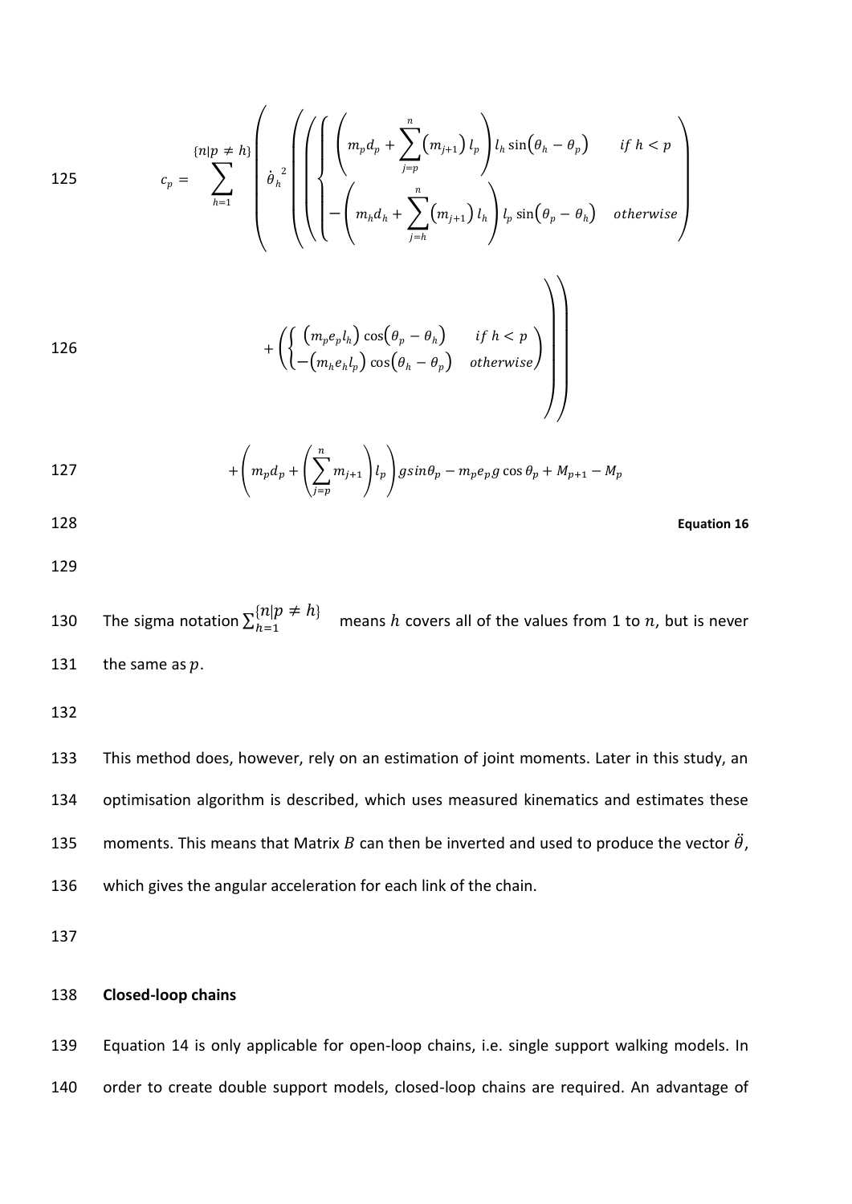$$c_p = \sum_{h=1}^{\{n|p \neq h\}} \left( \dot{\theta}_h{}^2 \left( \left( \left\{ \begin{array}{ll} \left( m_p d_p + \sum_{j=p}^{n} (m_{j+1})\, l_p \right) l_h \sin(\theta_h - \theta_p) & if\ h < p \\ -\left( m_h d_h + \sum_{j=h}^{n} (m_{j+1})\, l_h \right) l_p \sin(\theta_p - \theta_h) & otherwise \end{array} \right. \right) \right. \right.$$

$$\left. \left. + \left( \left\{ \begin{array}{ll} (m_p e_p l_h) \cos(\theta_p - \theta_h) & if\ h < p \\ -(m_h e_h l_p) \cos(\theta_h - \theta_p) & otherwise \end{array} \right. \right) \right) \right)$$

$$+ \left( m_p d_p + \left( \sum_{j=p}^{n} m_{j+1} \right) l_p \right) g sin\theta_p - m_p e_p g \cos\theta_p + M_{p+1} - M_p$$

**Equation 16**

The sigma notation $\sum_{h=1}^{\{n|p \neq h\}}$ means $h$ covers all of the values from 1 to $n$, but is never the same as $p$.

This method does, however, rely on an estimation of joint moments. Later in this study, an optimisation algorithm is described, which uses measured kinematics and estimates these moments. This means that Matrix $B$ can then be inverted and used to produce the vector $\ddot{\theta}$, which gives the angular acceleration for each link of the chain.

**Closed-loop chains**

Equation 14 is only applicable for open-loop chains, i.e. single support walking models. In order to create double support models, closed-loop chains are required. An advantage of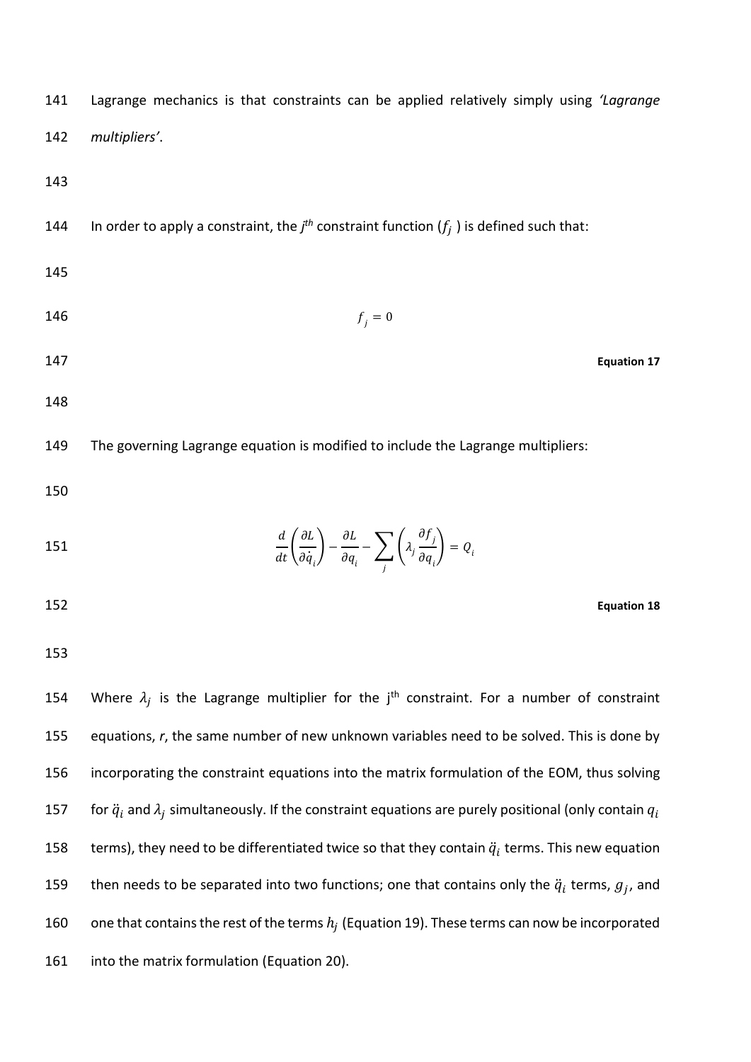Lagrange mechanics is that constraints can be applied relatively simply using *'Lagrange multipliers'*.

In order to apply a constraint, the $j^{th}$ constraint function ($f_j$) is defined such that:

$$f_j = 0$$

**Equation 17**

The governing Lagrange equation is modified to include the Lagrange multipliers:

$$\frac{d}{dt}\left(\frac{\partial L}{\partial \dot{q}_i}\right) - \frac{\partial L}{\partial q_i} - \sum_j \left(\lambda_j \frac{\partial f_j}{\partial q_i}\right) = Q_i$$

**Equation 18**

Where $\lambda_j$ is the Lagrange multiplier for the $j^{th}$ constraint. For a number of constraint equations, *r*, the same number of new unknown variables need to be solved. This is done by incorporating the constraint equations into the matrix formulation of the EOM, thus solving for $\ddot{q}_i$ and $\lambda_j$ simultaneously. If the constraint equations are purely positional (only contain $q_i$ terms), they need to be differentiated twice so that they contain $\ddot{q}_i$ terms. This new equation then needs to be separated into two functions; one that contains only the $\ddot{q}_i$ terms, $g_j$, and one that contains the rest of the terms $h_j$ (Equation 19). These terms can now be incorporated into the matrix formulation (Equation 20).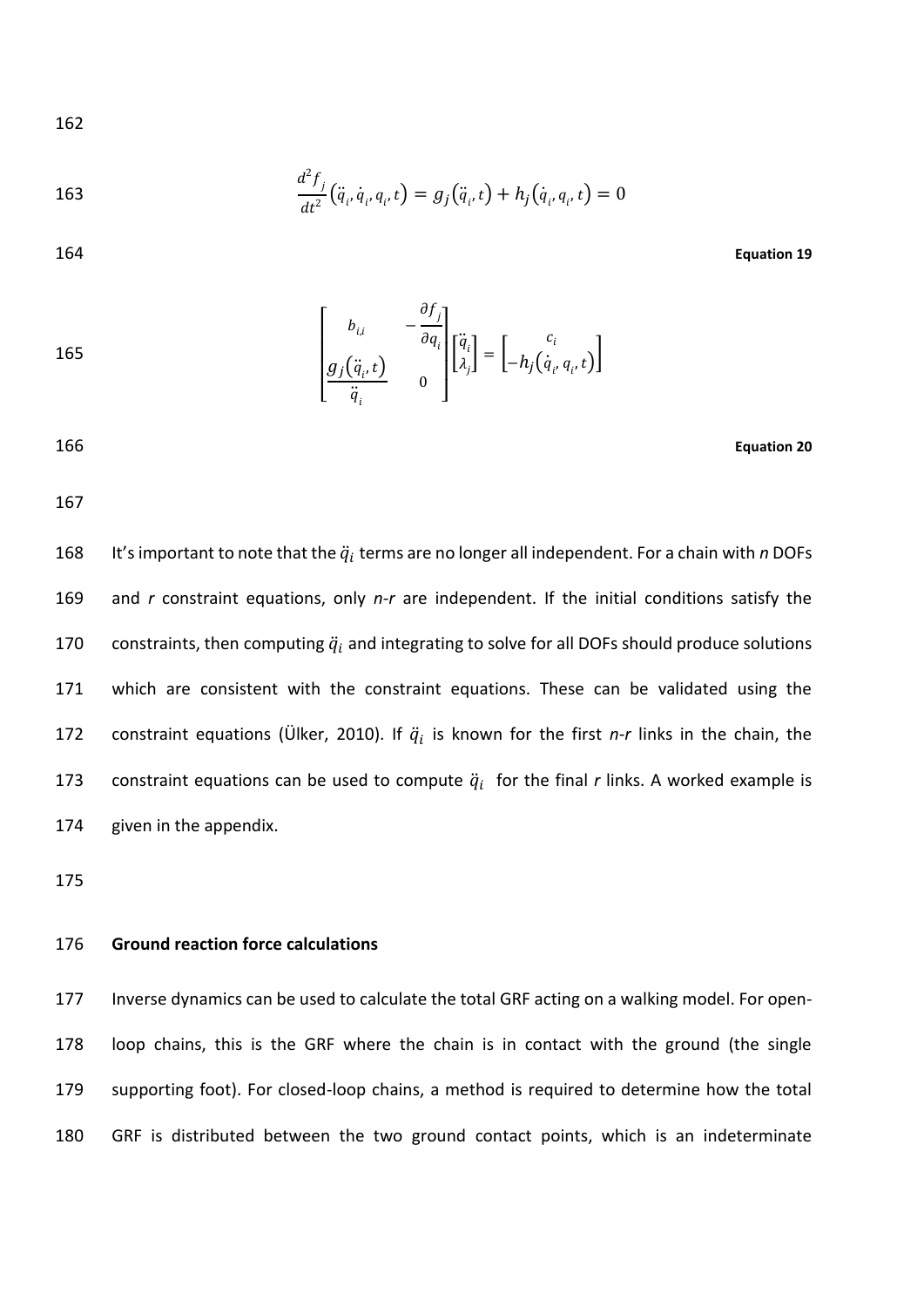$$\frac{d^2 f_j}{dt^2}\left(\ddot{q}_i, \dot{q}_i, q_i, t\right) = g_j\left(\ddot{q}_i, t\right) + h_j\left(\dot{q}_i, q_i, t\right) = 0$$

**Equation 19**

$$\begin{bmatrix} b_{i,i} & -\frac{\partial f_j}{\partial q_i} \\ \frac{g_j\left(\ddot{q}_i, t\right)}{\ddot{q}_i} & 0 \end{bmatrix} \begin{bmatrix} \ddot{q}_i \\ \lambda_j \end{bmatrix} = \begin{bmatrix} c_i \\ -h_j\left(\dot{q}_i, q_i, t\right) \end{bmatrix}$$

**Equation 20**

It's important to note that the $\ddot{q}_i$ terms are no longer all independent. For a chain with *n* DOFs and *r* constraint equations, only *n-r* are independent. If the initial conditions satisfy the constraints, then computing $\ddot{q}_i$ and integrating to solve for all DOFs should produce solutions which are consistent with the constraint equations. These can be validated using the constraint equations (Ülker, 2010). If $\ddot{q}_i$ is known for the first *n-r* links in the chain, the constraint equations can be used to compute $\ddot{q}_i$ for the final *r* links. A worked example is given in the appendix.

**Ground reaction force calculations**

Inverse dynamics can be used to calculate the total GRF acting on a walking model. For open-loop chains, this is the GRF where the chain is in contact with the ground (the single supporting foot). For closed-loop chains, a method is required to determine how the total GRF is distributed between the two ground contact points, which is an indeterminate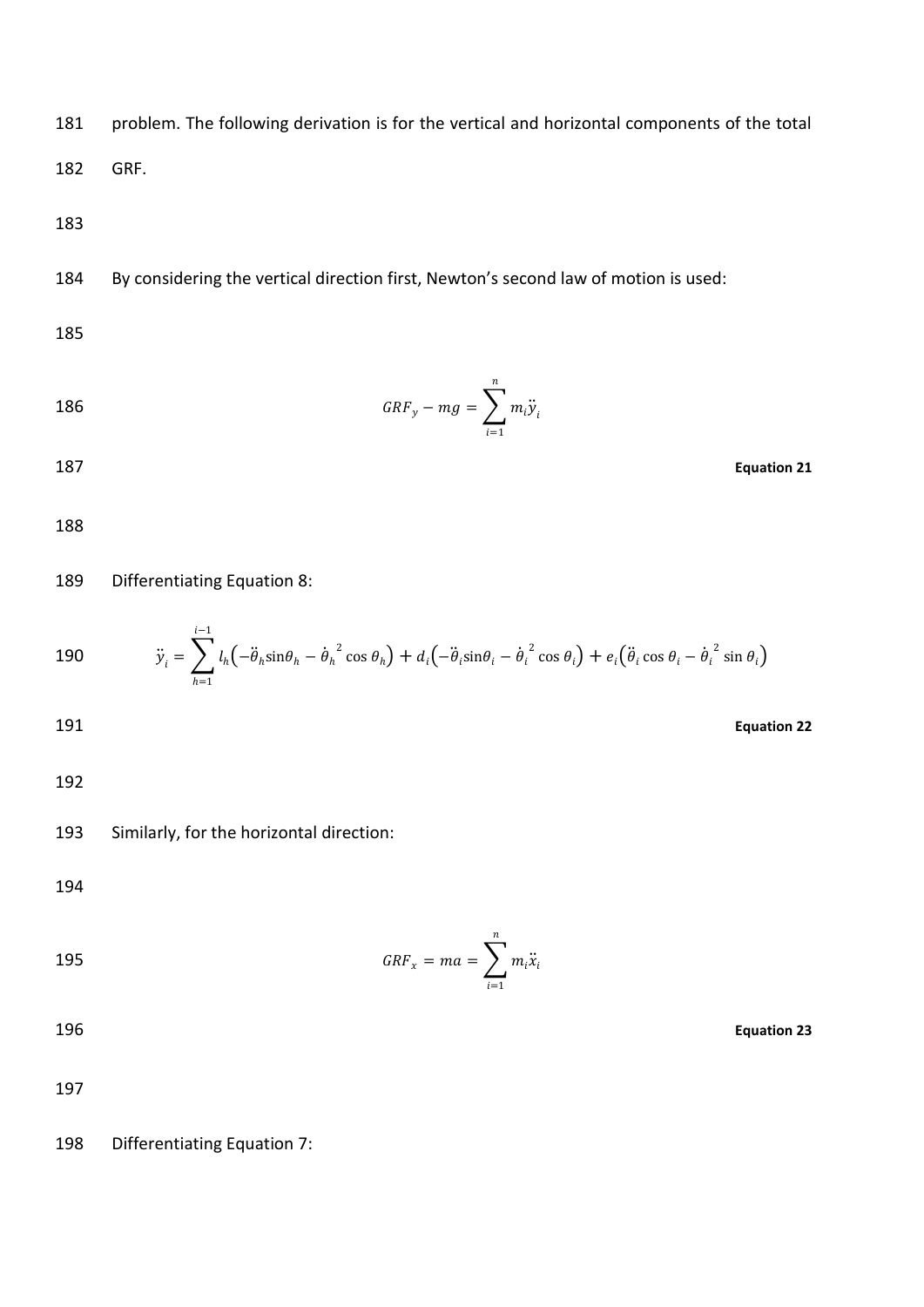problem. The following derivation is for the vertical and horizontal components of the total GRF.

By considering the vertical direction first, Newton's second law of motion is used:

$$GRF_y - mg = \sum_{i=1}^{n} m_i \ddot{y}_i$$

**Equation 21**

Differentiating Equation 8:

$$\ddot{y}_i = \sum_{h=1}^{i-1} l_h\left(-\ddot{\theta}_h \sin\theta_h - \dot{\theta}_h^{\,2} \cos\theta_h\right) + d_i\left(-\ddot{\theta}_i \sin\theta_i - \dot{\theta}_i^{\,2} \cos\theta_i\right) + e_i\left(\ddot{\theta}_i \cos\theta_i - \dot{\theta}_i^{\,2} \sin\theta_i\right)$$

**Equation 22**

Similarly, for the horizontal direction:

$$GRF_x = ma = \sum_{i=1}^{n} m_i \ddot{x}_i$$

**Equation 23**

Differentiating Equation 7: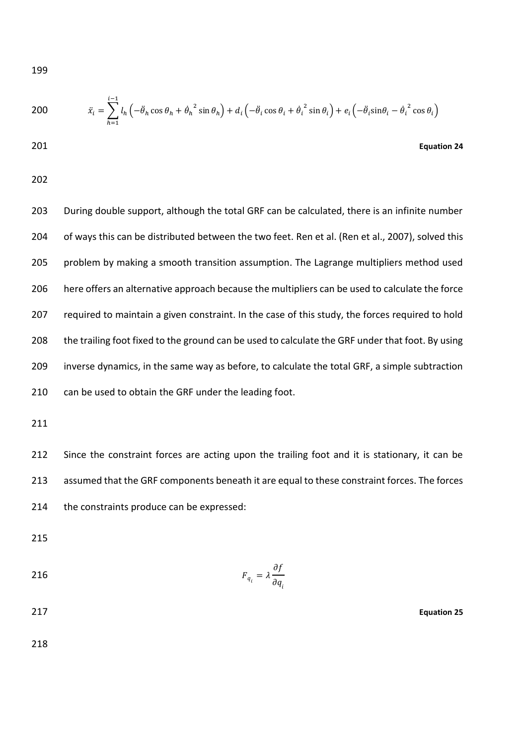$$\ddot{x}_i = \sum_{h=1}^{i-1} l_h \left( -\ddot{\theta}_h \cos\theta_h + \dot{\theta}_h^{\,2} \sin\theta_h \right) + d_i \left( -\ddot{\theta}_i \cos\theta_i + \dot{\theta}_i^{\,2} \sin\theta_i \right) + e_i \left( -\ddot{\theta}_i \sin\theta_i - \dot{\theta}_i^{\,2} \cos\theta_i \right)$$

**Equation 24**

During double support, although the total GRF can be calculated, there is an infinite number of ways this can be distributed between the two feet. Ren et al. (Ren et al., 2007), solved this problem by making a smooth transition assumption. The Lagrange multipliers method used here offers an alternative approach because the multipliers can be used to calculate the force required to maintain a given constraint. In the case of this study, the forces required to hold the trailing foot fixed to the ground can be used to calculate the GRF under that foot. By using inverse dynamics, in the same way as before, to calculate the total GRF, a simple subtraction can be used to obtain the GRF under the leading foot.

Since the constraint forces are acting upon the trailing foot and it is stationary, it can be assumed that the GRF components beneath it are equal to these constraint forces. The forces the constraints produce can be expressed:

$$F_{q_i} = \lambda \frac{\partial f}{\partial q_i}$$

**Equation 25**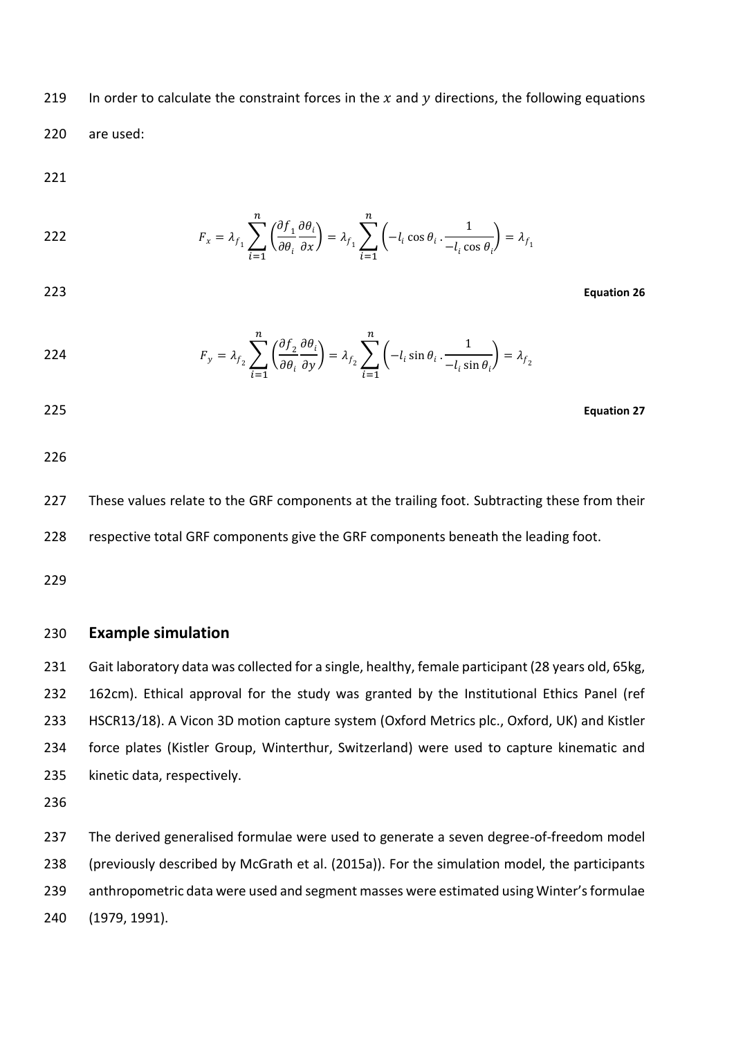In order to calculate the constraint forces in the $x$ and $y$ directions, the following equations are used:

$$F_x = \lambda_{f_1} \sum_{i=1}^{n} \left( \frac{\partial f_1}{\partial \theta_i} \frac{\partial \theta_i}{\partial x} \right) = \lambda_{f_1} \sum_{i=1}^{n} \left( -l_i \cos \theta_i \, . \frac{1}{-l_i \cos \theta_i} \right) = \lambda_{f_1}$$

**Equation 26**

$$F_y = \lambda_{f_2} \sum_{i=1}^{n} \left( \frac{\partial f_2}{\partial \theta_i} \frac{\partial \theta_i}{\partial y} \right) = \lambda_{f_2} \sum_{i=1}^{n} \left( -l_i \sin \theta_i \, . \frac{1}{-l_i \sin \theta_i} \right) = \lambda_{f_2}$$

**Equation 27**

These values relate to the GRF components at the trailing foot. Subtracting these from their respective total GRF components give the GRF components beneath the leading foot.

## Example simulation

Gait laboratory data was collected for a single, healthy, female participant (28 years old, 65kg, 162cm). Ethical approval for the study was granted by the Institutional Ethics Panel (ref HSCR13/18). A Vicon 3D motion capture system (Oxford Metrics plc., Oxford, UK) and Kistler force plates (Kistler Group, Winterthur, Switzerland) were used to capture kinematic and kinetic data, respectively.

The derived generalised formulae were used to generate a seven degree-of-freedom model (previously described by McGrath et al. (2015a)). For the simulation model, the participants anthropometric data were used and segment masses were estimated using Winter's formulae (1979, 1991).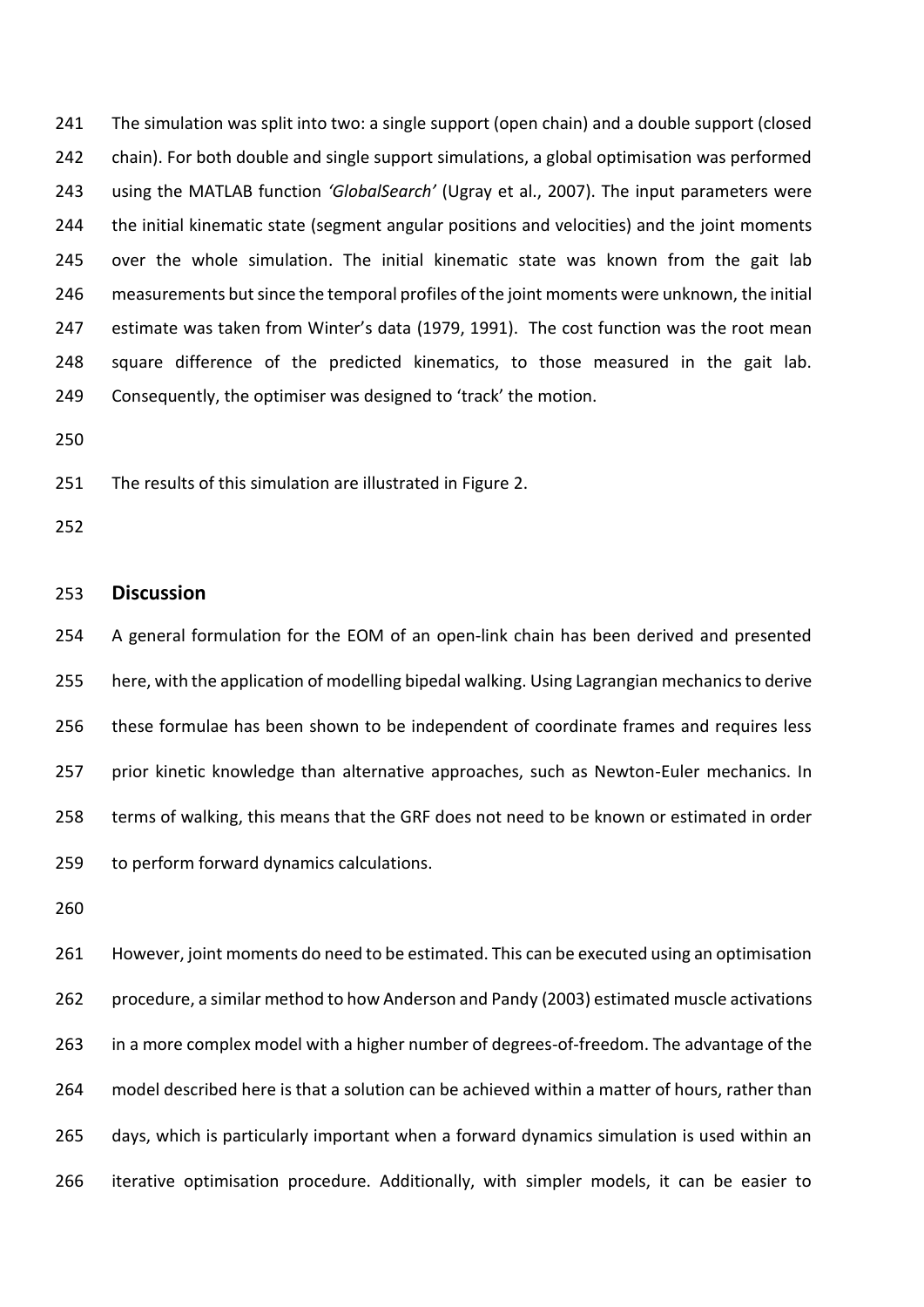The simulation was split into two: a single support (open chain) and a double support (closed chain). For both double and single support simulations, a global optimisation was performed using the MATLAB function *'GlobalSearch'* (Ugray et al., 2007). The input parameters were the initial kinematic state (segment angular positions and velocities) and the joint moments over the whole simulation. The initial kinematic state was known from the gait lab measurements but since the temporal profiles of the joint moments were unknown, the initial estimate was taken from Winter's data (1979, 1991). The cost function was the root mean square difference of the predicted kinematics, to those measured in the gait lab. Consequently, the optimiser was designed to 'track' the motion.

The results of this simulation are illustrated in Figure 2.

## Discussion

A general formulation for the EOM of an open-link chain has been derived and presented here, with the application of modelling bipedal walking. Using Lagrangian mechanics to derive these formulae has been shown to be independent of coordinate frames and requires less prior kinetic knowledge than alternative approaches, such as Newton-Euler mechanics. In terms of walking, this means that the GRF does not need to be known or estimated in order to perform forward dynamics calculations.

However, joint moments do need to be estimated. This can be executed using an optimisation procedure, a similar method to how Anderson and Pandy (2003) estimated muscle activations in a more complex model with a higher number of degrees-of-freedom. The advantage of the model described here is that a solution can be achieved within a matter of hours, rather than days, which is particularly important when a forward dynamics simulation is used within an iterative optimisation procedure. Additionally, with simpler models, it can be easier to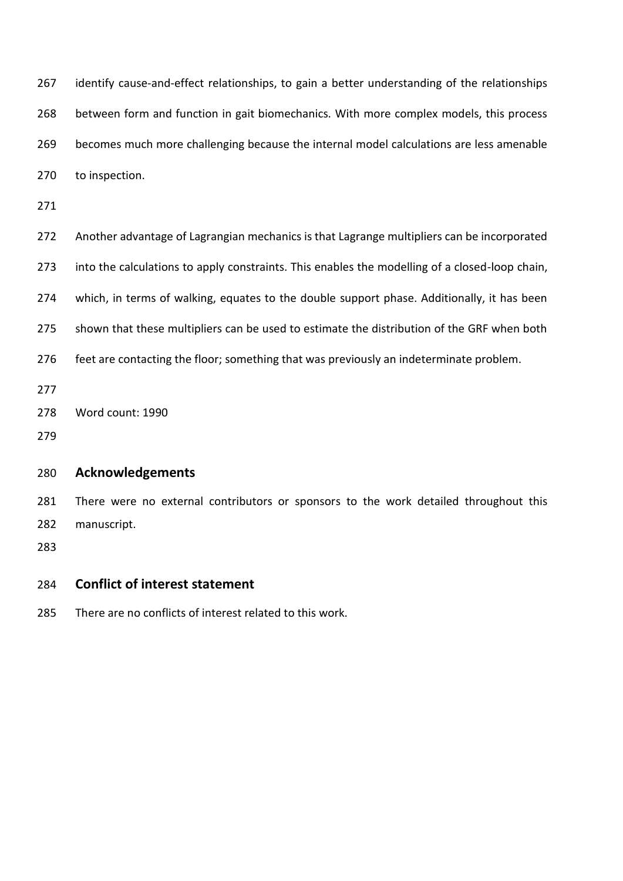identify cause-and-effect relationships, to gain a better understanding of the relationships between form and function in gait biomechanics. With more complex models, this process becomes much more challenging because the internal model calculations are less amenable to inspection.

Another advantage of Lagrangian mechanics is that Lagrange multipliers can be incorporated into the calculations to apply constraints. This enables the modelling of a closed-loop chain, which, in terms of walking, equates to the double support phase. Additionally, it has been shown that these multipliers can be used to estimate the distribution of the GRF when both feet are contacting the floor; something that was previously an indeterminate problem.

Word count: 1990

## Acknowledgements

There were no external contributors or sponsors to the work detailed throughout this manuscript.

## Conflict of interest statement

There are no conflicts of interest related to this work.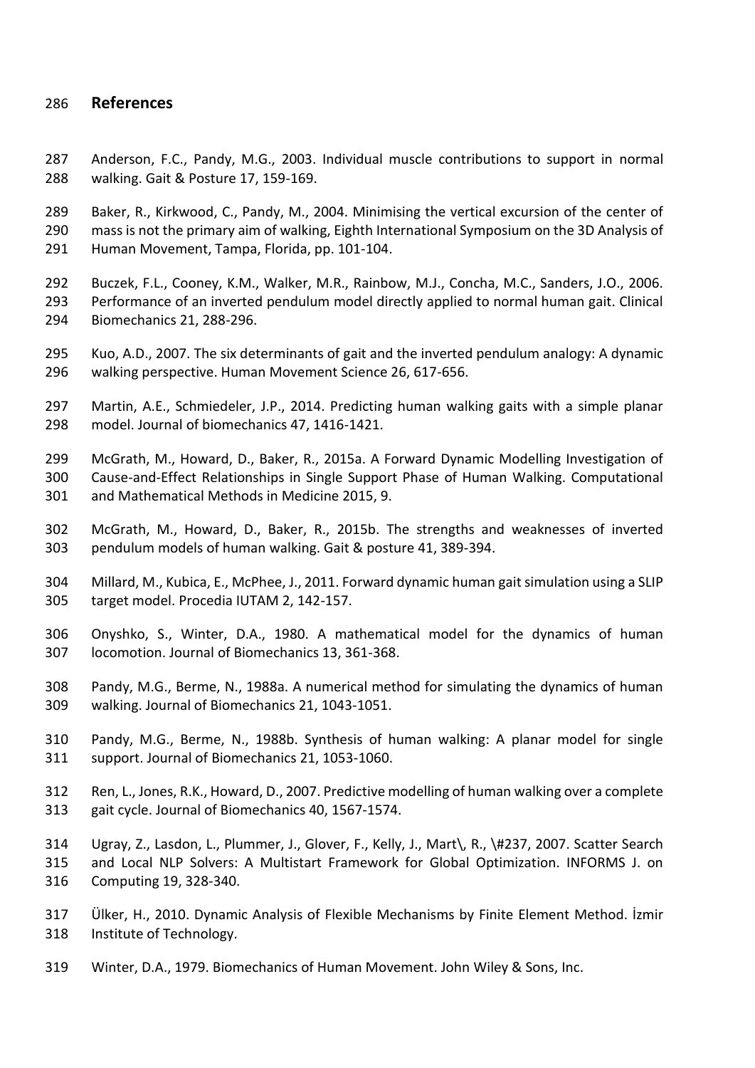## References

Anderson, F.C., Pandy, M.G., 2003. Individual muscle contributions to support in normal walking. Gait & Posture 17, 159-169.

Baker, R., Kirkwood, C., Pandy, M., 2004. Minimising the vertical excursion of the center of mass is not the primary aim of walking, Eighth International Symposium on the 3D Analysis of Human Movement, Tampa, Florida, pp. 101-104.

Buczek, F.L., Cooney, K.M., Walker, M.R., Rainbow, M.J., Concha, M.C., Sanders, J.O., 2006. Performance of an inverted pendulum model directly applied to normal human gait. Clinical Biomechanics 21, 288-296.

Kuo, A.D., 2007. The six determinants of gait and the inverted pendulum analogy: A dynamic walking perspective. Human Movement Science 26, 617-656.

Martin, A.E., Schmiedeler, J.P., 2014. Predicting human walking gaits with a simple planar model. Journal of biomechanics 47, 1416-1421.

McGrath, M., Howard, D., Baker, R., 2015a. A Forward Dynamic Modelling Investigation of Cause-and-Effect Relationships in Single Support Phase of Human Walking. Computational and Mathematical Methods in Medicine 2015, 9.

McGrath, M., Howard, D., Baker, R., 2015b. The strengths and weaknesses of inverted pendulum models of human walking. Gait & posture 41, 389-394.

Millard, M., Kubica, E., McPhee, J., 2011. Forward dynamic human gait simulation using a SLIP target model. Procedia IUTAM 2, 142-157.

Onyshko, S., Winter, D.A., 1980. A mathematical model for the dynamics of human locomotion. Journal of Biomechanics 13, 361-368.

Pandy, M.G., Berme, N., 1988a. A numerical method for simulating the dynamics of human walking. Journal of Biomechanics 21, 1043-1051.

Pandy, M.G., Berme, N., 1988b. Synthesis of human walking: A planar model for single support. Journal of Biomechanics 21, 1053-1060.

Ren, L., Jones, R.K., Howard, D., 2007. Predictive modelling of human walking over a complete gait cycle. Journal of Biomechanics 40, 1567-1574.

Ugray, Z., Lasdon, L., Plummer, J., Glover, F., Kelly, J., Mart\, R., \#237, 2007. Scatter Search and Local NLP Solvers: A Multistart Framework for Global Optimization. INFORMS J. on Computing 19, 328-340.

Ülker, H., 2010. Dynamic Analysis of Flexible Mechanisms by Finite Element Method. İzmir Institute of Technology.

Winter, D.A., 1979. Biomechanics of Human Movement. John Wiley & Sons, Inc.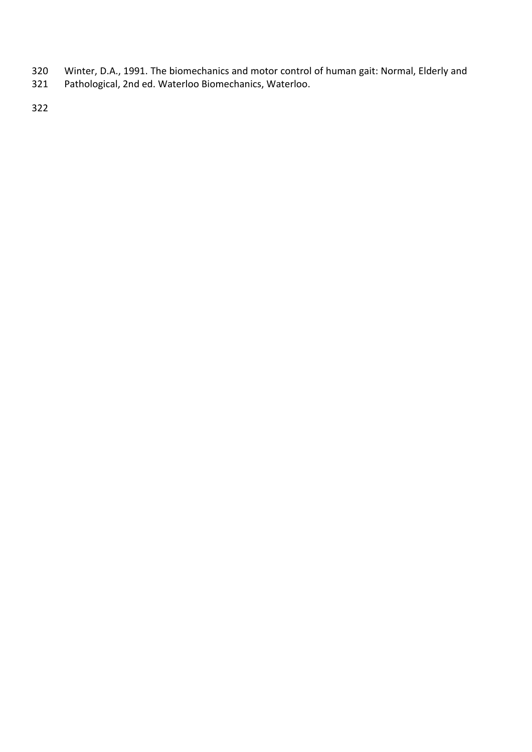Winter, D.A., 1991. The biomechanics and motor control of human gait: Normal, Elderly and Pathological, 2nd ed. Waterloo Biomechanics, Waterloo.